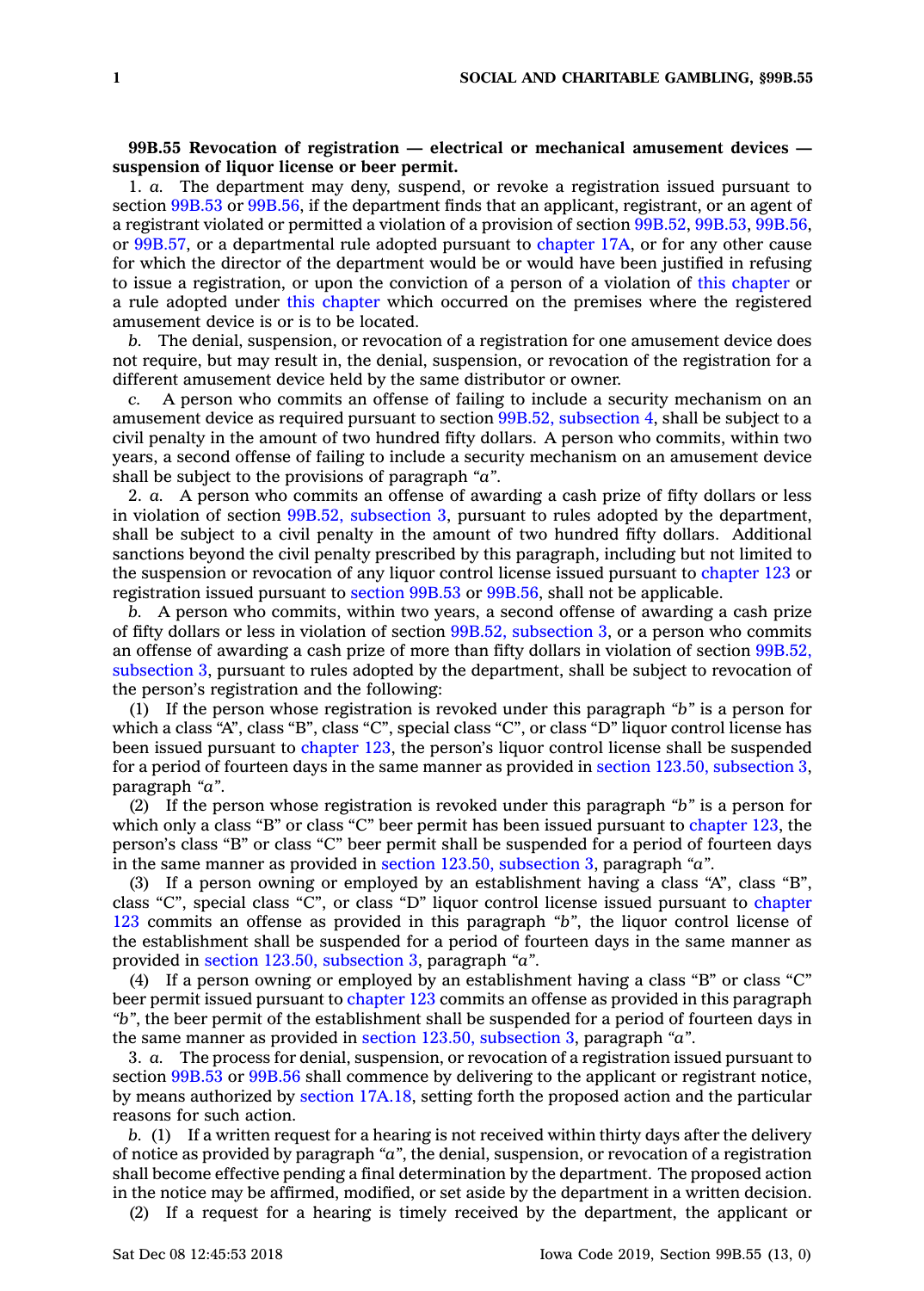**99B.55 Revocation of registration — electrical or mechanical amusement devices — suspension of liquor license or beer permit.**

1. *a.* The department may deny, suspend, or revoke a registration issued pursuant to section 99B.53 or 99B.56, if the department finds that an applicant, registrant, or an agent of a registrant violated or permitted a violation of a provision of section 99B.52, 99B.53, 99B.56, or 99B.57, or a departmental rule adopted pursuant to chapter 17A, or for any other cause for which the director of the department would be or would have been justified in refusing to issue a registration, or upon the conviction of a person of a violation of this chapter or a rule adopted under this chapter which occurred on the premises where the registered amusement device is or is to be located.

*b.* The denial, suspension, or revocation of a registration for one amusement device does not require, but may result in, the denial, suspension, or revocation of the registration for a different amusement device held by the same distributor or owner.

*c.* A person who commits an offense of failing to include a security mechanism on an amusement device as required pursuant to section 99B.52, subsection 4, shall be subject to a civil penalty in the amount of two hundred fifty dollars. A person who commits, within two years, a second offense of failing to include a security mechanism on an amusement device shall be subject to the provisions of paragraph *"a"*.

2. *a.* A person who commits an offense of awarding a cash prize of fifty dollars or less in violation of section 99B.52, subsection 3, pursuant to rules adopted by the department, shall be subject to a civil penalty in the amount of two hundred fifty dollars. Additional sanctions beyond the civil penalty prescribed by this paragraph, including but not limited to the suspension or revocation of any liquor control license issued pursuant to chapter 123 or registration issued pursuant to section 99B.53 or 99B.56, shall not be applicable.

*b.* A person who commits, within two years, a second offense of awarding a cash prize of fifty dollars or less in violation of section 99B.52, subsection 3, or a person who commits an offense of awarding a cash prize of more than fifty dollars in violation of section 99B.52, subsection 3, pursuant to rules adopted by the department, shall be subject to revocation of the person's registration and the following:

(1) If the person whose registration is revoked under this paragraph *"b"* is a person for which a class "A", class "B", class "C", special class "C", or class "D" liquor control license has been issued pursuant to chapter 123, the person's liquor control license shall be suspended for a period of fourteen days in the same manner as provided in section 123.50, subsection 3, paragraph *"a"*.

(2) If the person whose registration is revoked under this paragraph *"b"* is a person for which only a class "B" or class "C" beer permit has been issued pursuant to chapter 123, the person's class "B" or class "C" beer permit shall be suspended for a period of fourteen days in the same manner as provided in section 123.50, subsection 3, paragraph *"a"*.

(3) If a person owning or employed by an establishment having a class "A", class "B", class "C", special class "C", or class "D" liquor control license issued pursuant to chapter 123 commits an offense as provided in this paragraph *"b"*, the liquor control license of the establishment shall be suspended for a period of fourteen days in the same manner as provided in section 123.50, subsection 3, paragraph *"a"*.

(4) If a person owning or employed by an establishment having a class "B" or class "C" beer permit issued pursuant to chapter 123 commits an offense as provided in this paragraph *"b"*, the beer permit of the establishment shall be suspended for a period of fourteen days in the same manner as provided in section 123.50, subsection 3, paragraph *"a"*.

3. *a.* The process for denial, suspension, or revocation of a registration issued pursuant to section 99B.53 or 99B.56 shall commence by delivering to the applicant or registrant notice, by means authorized by section 17A.18, setting forth the proposed action and the particular reasons for such action.

*b.* (1) If a written request for a hearing is not received within thirty days after the delivery of notice as provided by paragraph *"a"*, the denial, suspension, or revocation of a registration shall become effective pending a final determination by the department. The proposed action in the notice may be affirmed, modified, or set aside by the department in a written decision.

(2) If a request for a hearing is timely received by the department, the applicant or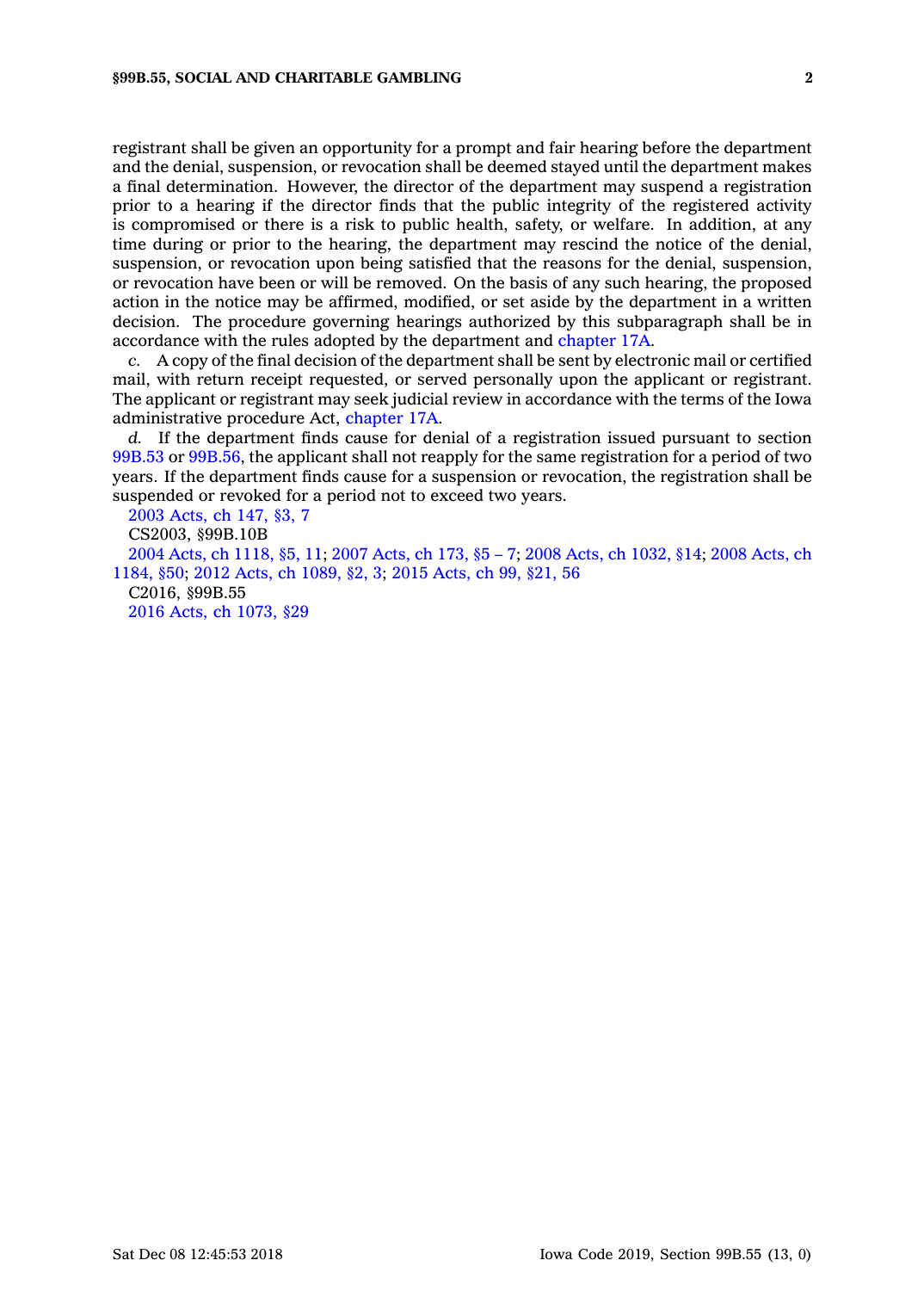registrant shall be given an opportunity for a prompt and fair hearing before the department and the denial, suspension, or revocation shall be deemed stayed until the department makes a final determination. However, the director of the department may suspend a registration prior to a hearing if the director finds that the public integrity of the registered activity is compromised or there is a risk to public health, safety, or welfare. In addition, at any time during or prior to the hearing, the department may rescind the notice of the denial, suspension, or revocation upon being satisfied that the reasons for the denial, suspension, or revocation have been or will be removed. On the basis of any such hearing, the proposed action in the notice may be affirmed, modified, or set aside by the department in a written decision. The procedure governing hearings authorized by this subparagraph shall be in accordance with the rules adopted by the department and chapter 17A.

*c.* A copy of the final decision of the department shall be sent by electronic mail or certified mail, with return receipt requested, or served personally upon the applicant or registrant. The applicant or registrant may seek judicial review in accordance with the terms of the Iowa administrative procedure Act, chapter 17A.

*d.* If the department finds cause for denial of a registration issued pursuant to section 99B.53 or 99B.56, the applicant shall not reapply for the same registration for a period of two years. If the department finds cause for a suspension or revocation, the registration shall be suspended or revoked for a period not to exceed two years.

2003 Acts, ch 147, §3, 7

CS2003, §99B.10B

2004 Acts, ch 1118, §5, 11; 2007 Acts, ch 173, §5 – 7; 2008 Acts, ch 1032, §14; 2008 Acts, ch 1184, §50; 2012 Acts, ch 1089, §2, 3; 2015 Acts, ch 99, §21, 56

C2016, §99B.55

2016 Acts, ch 1073, §29